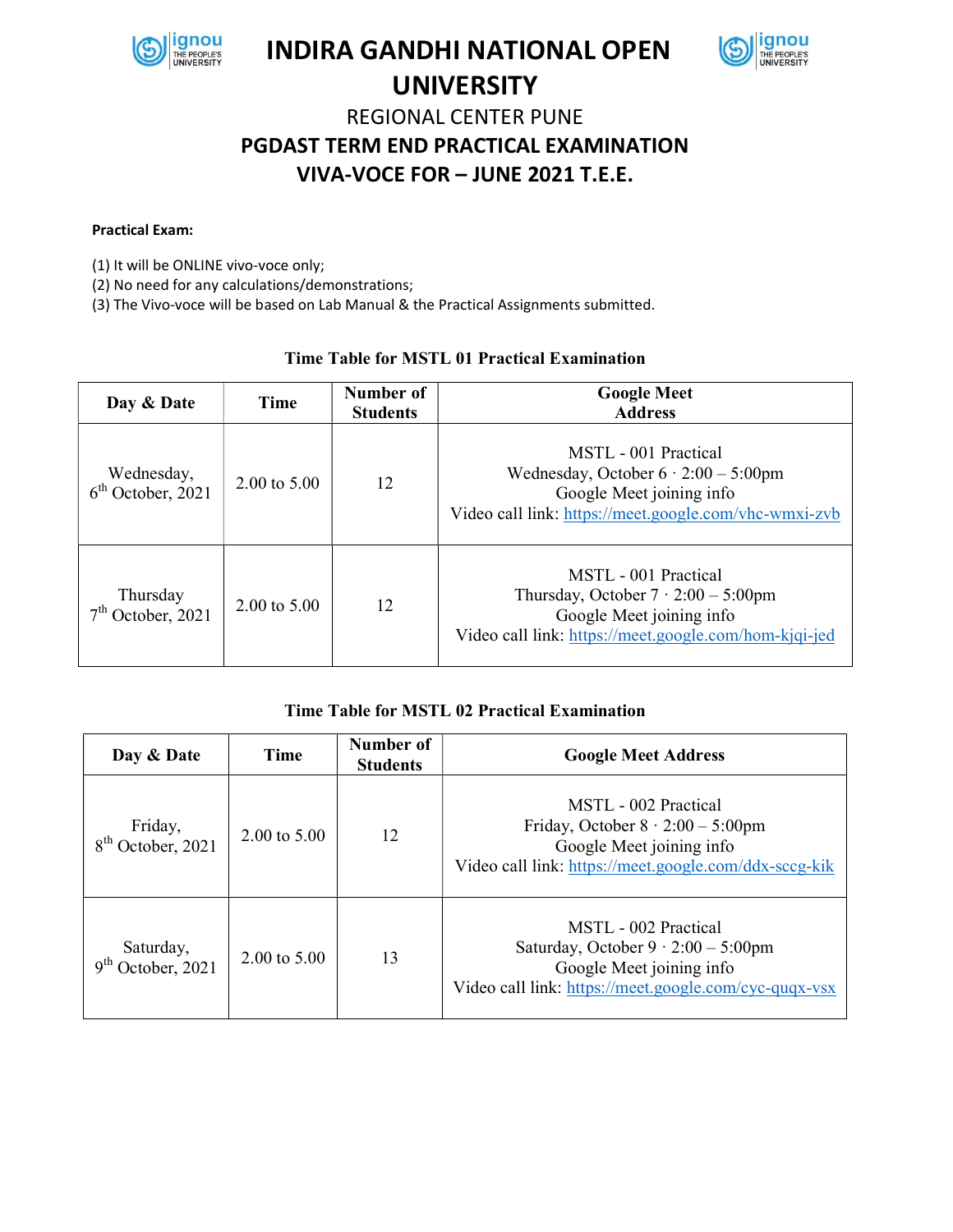# INDIRA GANDHI NATIONAL OPEN UNIVERSITY

## REGIONAL CENTER PUNE

## PGDAST TERM END PRACTICAL EXAMINATION

## VIVA-VOCE FOR – JUNE 2021 T.E.E.

**Practical Exam:**

(1) It will be ONLINE vivo-voce only;
(2) No need for any calculations/demonstrations;
(3) The Vivo-voce will be based on Lab Manual & the Practical Assignments submitted.

### Time Table for MSTL 01 Practical Examination

| Day & Date | Time | Number of Students | Google Meet Address |
|---|---|---|---|
| Wednesday, 6th October, 2021 | 2.00 to 5.00 | 12 | MSTL - 001 Practical<br>Wednesday, October 6 · 2:00 – 5:00pm<br>Google Meet joining info<br>Video call link: https://meet.google.com/vhc-wmxi-zvb |
| Thursday 7th October, 2021 | 2.00 to 5.00 | 12 | MSTL - 001 Practical<br>Thursday, October 7 · 2:00 – 5:00pm<br>Google Meet joining info<br>Video call link: https://meet.google.com/hom-kjqi-jed |

### Time Table for MSTL 02 Practical Examination

| Day & Date | Time | Number of Students | Google Meet Address |
|---|---|---|---|
| Friday, 8th October, 2021 | 2.00 to 5.00 | 12 | MSTL - 002 Practical<br>Friday, October 8 · 2:00 – 5:00pm<br>Google Meet joining info<br>Video call link: https://meet.google.com/ddx-sccg-kik |
| Saturday, 9th October, 2021 | 2.00 to 5.00 | 13 | MSTL - 002 Practical<br>Saturday, October 9 · 2:00 – 5:00pm<br>Google Meet joining info<br>Video call link: https://meet.google.com/cyc-quqx-vsx |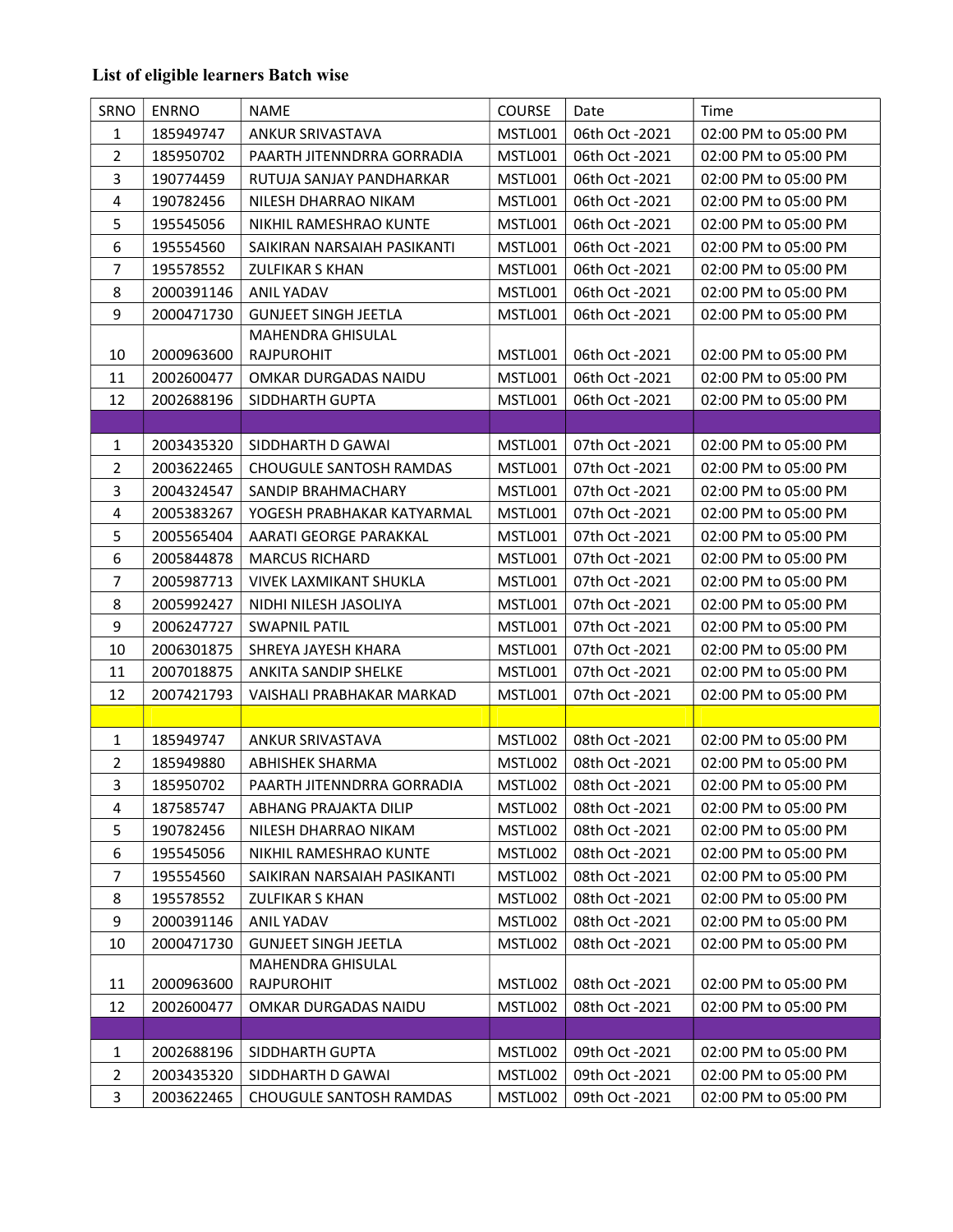**List of eligible learners Batch wise**

| SRNO | ENRNO | NAME | COURSE | Date | Time |
|---|---|---|---|---|---|
| 1 | 185949747 | ANKUR SRIVASTAVA | MSTL001 | 06th Oct -2021 | 02:00 PM to 05:00 PM |
| 2 | 185950702 | PAARTH JITENNDRRA GORRADIA | MSTL001 | 06th Oct -2021 | 02:00 PM to 05:00 PM |
| 3 | 190774459 | RUTUJA SANJAY PANDHARKAR | MSTL001 | 06th Oct -2021 | 02:00 PM to 05:00 PM |
| 4 | 190782456 | NILESH DHARRAO NIKAM | MSTL001 | 06th Oct -2021 | 02:00 PM to 05:00 PM |
| 5 | 195545056 | NIKHIL RAMESHRAO KUNTE | MSTL001 | 06th Oct -2021 | 02:00 PM to 05:00 PM |
| 6 | 195554560 | SAIKIRAN NARSAIAH PASIKANTI | MSTL001 | 06th Oct -2021 | 02:00 PM to 05:00 PM |
| 7 | 195578552 | ZULFIKAR S KHAN | MSTL001 | 06th Oct -2021 | 02:00 PM to 05:00 PM |
| 8 | 2000391146 | ANIL YADAV | MSTL001 | 06th Oct -2021 | 02:00 PM to 05:00 PM |
| 9 | 2000471730 | GUNJEET SINGH JEETLA | MSTL001 | 06th Oct -2021 | 02:00 PM to 05:00 PM |
| 10 | 2000963600 | MAHENDRA GHISULAL RAJPUROHIT | MSTL001 | 06th Oct -2021 | 02:00 PM to 05:00 PM |
| 11 | 2002600477 | OMKAR DURGADAS NAIDU | MSTL001 | 06th Oct -2021 | 02:00 PM to 05:00 PM |
| 12 | 2002688196 | SIDDHARTH GUPTA | MSTL001 | 06th Oct -2021 | 02:00 PM to 05:00 PM |
| | | | | | |
| 1 | 2003435320 | SIDDHARTH D GAWAI | MSTL001 | 07th Oct -2021 | 02:00 PM to 05:00 PM |
| 2 | 2003622465 | CHOUGULE SANTOSH RAMDAS | MSTL001 | 07th Oct -2021 | 02:00 PM to 05:00 PM |
| 3 | 2004324547 | SANDIP BRAHMACHARY | MSTL001 | 07th Oct -2021 | 02:00 PM to 05:00 PM |
| 4 | 2005383267 | YOGESH PRABHAKAR KATYARMAL | MSTL001 | 07th Oct -2021 | 02:00 PM to 05:00 PM |
| 5 | 2005565404 | AARATI GEORGE PARAKKAL | MSTL001 | 07th Oct -2021 | 02:00 PM to 05:00 PM |
| 6 | 2005844878 | MARCUS RICHARD | MSTL001 | 07th Oct -2021 | 02:00 PM to 05:00 PM |
| 7 | 2005987713 | VIVEK LAXMIKANT SHUKLA | MSTL001 | 07th Oct -2021 | 02:00 PM to 05:00 PM |
| 8 | 2005992427 | NIDHI NILESH JASOLIYA | MSTL001 | 07th Oct -2021 | 02:00 PM to 05:00 PM |
| 9 | 2006247727 | SWAPNIL PATIL | MSTL001 | 07th Oct -2021 | 02:00 PM to 05:00 PM |
| 10 | 2006301875 | SHREYA JAYESH KHARA | MSTL001 | 07th Oct -2021 | 02:00 PM to 05:00 PM |
| 11 | 2007018875 | ANKITA SANDIP SHELKE | MSTL001 | 07th Oct -2021 | 02:00 PM to 05:00 PM |
| 12 | 2007421793 | VAISHALI PRABHAKAR MARKAD | MSTL001 | 07th Oct -2021 | 02:00 PM to 05:00 PM |
| | | | | | |
| 1 | 185949747 | ANKUR SRIVASTAVA | MSTL002 | 08th Oct -2021 | 02:00 PM to 05:00 PM |
| 2 | 185949880 | ABHISHEK SHARMA | MSTL002 | 08th Oct -2021 | 02:00 PM to 05:00 PM |
| 3 | 185950702 | PAARTH JITENNDRRA GORRADIA | MSTL002 | 08th Oct -2021 | 02:00 PM to 05:00 PM |
| 4 | 187585747 | ABHANG PRAJAKTA DILIP | MSTL002 | 08th Oct -2021 | 02:00 PM to 05:00 PM |
| 5 | 190782456 | NILESH DHARRAO NIKAM | MSTL002 | 08th Oct -2021 | 02:00 PM to 05:00 PM |
| 6 | 195545056 | NIKHIL RAMESHRAO KUNTE | MSTL002 | 08th Oct -2021 | 02:00 PM to 05:00 PM |
| 7 | 195554560 | SAIKIRAN NARSAIAH PASIKANTI | MSTL002 | 08th Oct -2021 | 02:00 PM to 05:00 PM |
| 8 | 195578552 | ZULFIKAR S KHAN | MSTL002 | 08th Oct -2021 | 02:00 PM to 05:00 PM |
| 9 | 2000391146 | ANIL YADAV | MSTL002 | 08th Oct -2021 | 02:00 PM to 05:00 PM |
| 10 | 2000471730 | GUNJEET SINGH JEETLA | MSTL002 | 08th Oct -2021 | 02:00 PM to 05:00 PM |
| 11 | 2000963600 | MAHENDRA GHISULAL RAJPUROHIT | MSTL002 | 08th Oct -2021 | 02:00 PM to 05:00 PM |
| 12 | 2002600477 | OMKAR DURGADAS NAIDU | MSTL002 | 08th Oct -2021 | 02:00 PM to 05:00 PM |
| | | | | | |
| 1 | 2002688196 | SIDDHARTH GUPTA | MSTL002 | 09th Oct -2021 | 02:00 PM to 05:00 PM |
| 2 | 2003435320 | SIDDHARTH D GAWAI | MSTL002 | 09th Oct -2021 | 02:00 PM to 05:00 PM |
| 3 | 2003622465 | CHOUGULE SANTOSH RAMDAS | MSTL002 | 09th Oct -2021 | 02:00 PM to 05:00 PM |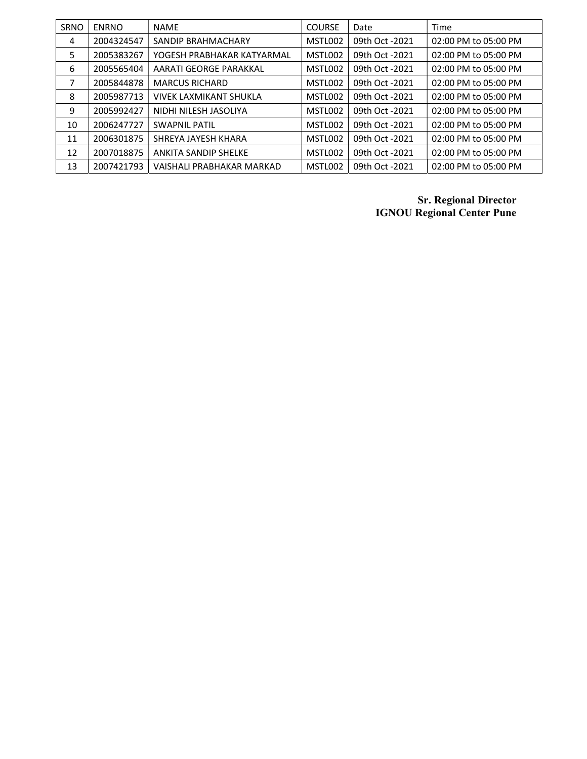| SRNO | ENRNO | NAME | COURSE | Date | Time |
|---|---|---|---|---|---|
| 4 | 2004324547 | SANDIP BRAHMACHARY | MSTL002 | 09th Oct -2021 | 02:00 PM to 05:00 PM |
| 5 | 2005383267 | YOGESH PRABHAKAR KATYARMAL | MSTL002 | 09th Oct -2021 | 02:00 PM to 05:00 PM |
| 6 | 2005565404 | AARATI GEORGE PARAKKAL | MSTL002 | 09th Oct -2021 | 02:00 PM to 05:00 PM |
| 7 | 2005844878 | MARCUS RICHARD | MSTL002 | 09th Oct -2021 | 02:00 PM to 05:00 PM |
| 8 | 2005987713 | VIVEK LAXMIKANT SHUKLA | MSTL002 | 09th Oct -2021 | 02:00 PM to 05:00 PM |
| 9 | 2005992427 | NIDHI NILESH JASOLIYA | MSTL002 | 09th Oct -2021 | 02:00 PM to 05:00 PM |
| 10 | 2006247727 | SWAPNIL PATIL | MSTL002 | 09th Oct -2021 | 02:00 PM to 05:00 PM |
| 11 | 2006301875 | SHREYA JAYESH KHARA | MSTL002 | 09th Oct -2021 | 02:00 PM to 05:00 PM |
| 12 | 2007018875 | ANKITA SANDIP SHELKE | MSTL002 | 09th Oct -2021 | 02:00 PM to 05:00 PM |
| 13 | 2007421793 | VAISHALI PRABHAKAR MARKAD | MSTL002 | 09th Oct -2021 | 02:00 PM to 05:00 PM |

**Sr. Regional Director**
**IGNOU Regional Center Pune**